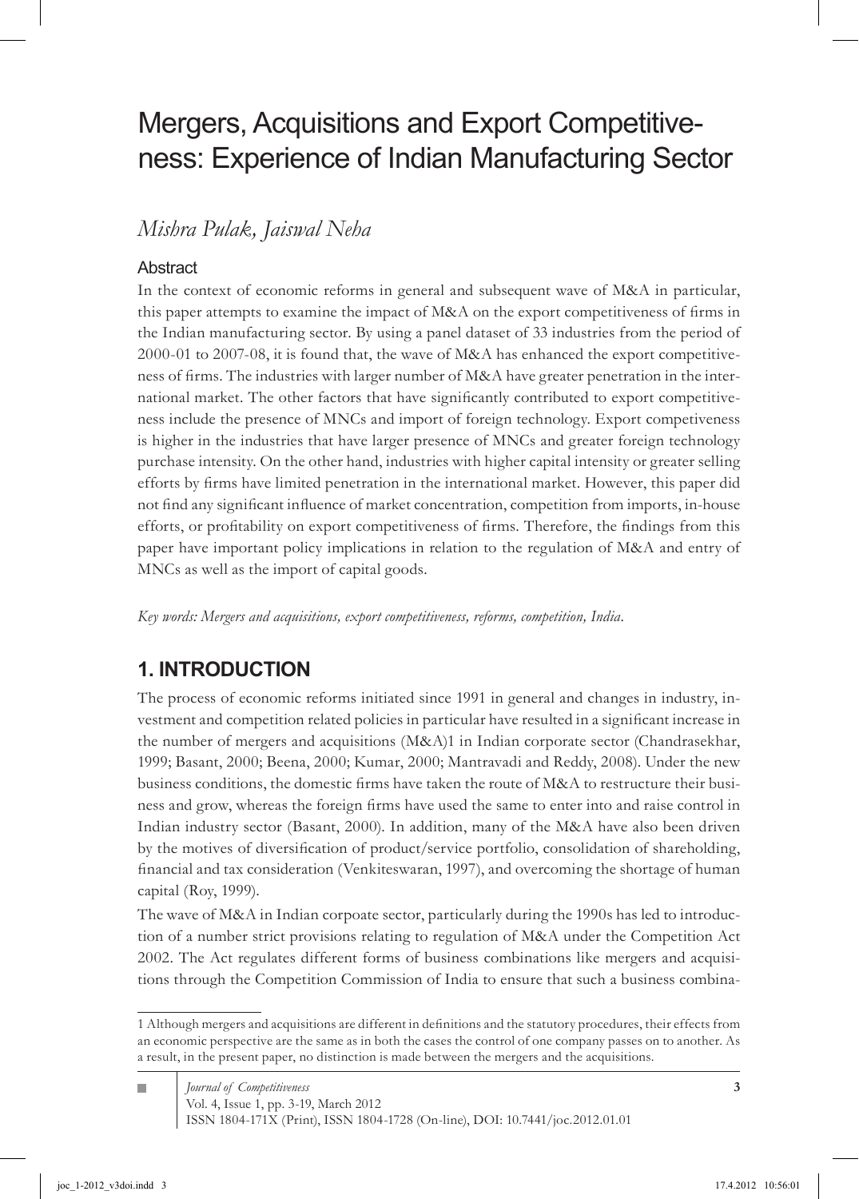# Mergers, Acquisitions and Export Competitiveness: Experience of Indian Manufacturing Sector

*Mishra Pulak, Jaiswal Neha*

### Abstract

In the context of economic reforms in general and subsequent wave of M&A in particular, this paper attempts to examine the impact of M&A on the export competitiveness of firms in the Indian manufacturing sector. By using a panel dataset of 33 industries from the period of 2000-01 to 2007-08, it is found that, the wave of M&A has enhanced the export competitiveness of firms. The industries with larger number of M&A have greater penetration in the international market. The other factors that have significantly contributed to export competitiveness include the presence of MNCs and import of foreign technology. Export competiveness is higher in the industries that have larger presence of MNCs and greater foreign technology purchase intensity. On the other hand, industries with higher capital intensity or greater selling efforts by firms have limited penetration in the international market. However, this paper did not find any significant influence of market concentration, competition from imports, in-house efforts, or profitability on export competitiveness of firms. Therefore, the findings from this paper have important policy implications in relation to the regulation of M&A and entry of MNCs as well as the import of capital goods.

*Key words: Mergers and acquisitions, export competitiveness, reforms, competition, India.*

## 1. INTRODUCTION

The process of economic reforms initiated since 1991 in general and changes in industry, investment and competition related policies in particular have resulted in a significant increase in the number of mergers and acquisitions (M&A)[1] in Indian corporate sector (Chandrasekhar, 1999; Basant, 2000; Beena, 2000; Kumar, 2000; Mantravadi and Reddy, 2008). Under the new business conditions, the domestic firms have taken the route of M&A to restructure their business and grow, whereas the foreign firms have used the same to enter into and raise control in Indian industry sector (Basant, 2000). In addition, many of the M&A have also been driven by the motives of diversification of product/service portfolio, consolidation of shareholding, financial and tax consideration (Venkiteswaran, 1997), and overcoming the shortage of human capital (Roy, 1999).

The wave of M&A in Indian corpoate sector, particularly during the 1990s has led to introduction of a number strict provisions relating to regulation of M&A under the Competition Act 2002. The Act regulates different forms of business combinations like mergers and acquisitions through the Competition Commission of India to ensure that such a business combina-

[1] Although mergers and acquisitions are different in definitions and the statutory procedures, their effects from an economic perspective are the same as in both the cases the control of one company passes on to another. As a result, in the present paper, no distinction is made between the mergers and the acquisitions.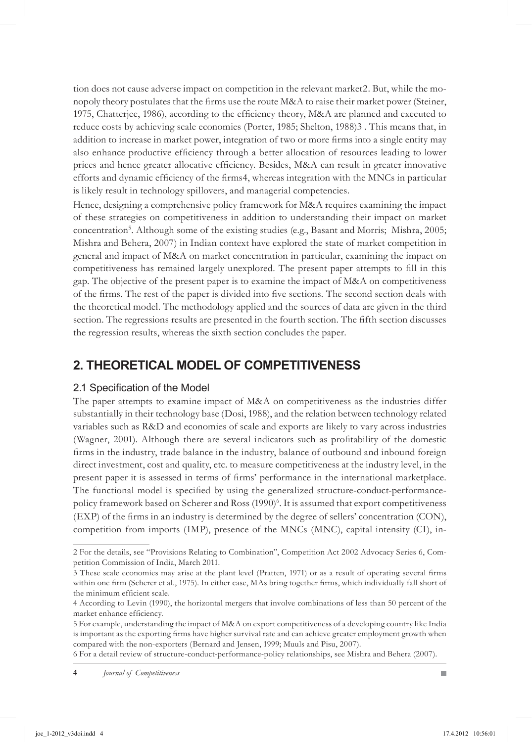tion does not cause adverse impact on competition in the relevant market2. But, while the monopoly theory postulates that the firms use the route M&A to raise their market power (Steiner, 1975, Chatterjee, 1986), according to the efficiency theory, M&A are planned and executed to reduce costs by achieving scale economies (Porter, 1985; Shelton, 1988)3 . This means that, in addition to increase in market power, integration of two or more firms into a single entity may also enhance productive efficiency through a better allocation of resources leading to lower prices and hence greater allocative efficiency. Besides, M&A can result in greater innovative efforts and dynamic efficiency of the firms4, whereas integration with the MNCs in particular is likely result in technology spillovers, and managerial competencies.

Hence, designing a comprehensive policy framework for M&A requires examining the impact of these strategies on competitiveness in addition to understanding their impact on market concentration[5]. Although some of the existing studies (e.g., Basant and Morris; Mishra, 2005; Mishra and Behera, 2007) in Indian context have explored the state of market competition in general and impact of M&A on market concentration in particular, examining the impact on competitiveness has remained largely unexplored. The present paper attempts to fill in this gap. The objective of the present paper is to examine the impact of M&A on competitiveness of the firms. The rest of the paper is divided into five sections. The second section deals with the theoretical model. The methodology applied and the sources of data are given in the third section. The regressions results are presented in the fourth section. The fifth section discusses the regression results, whereas the sixth section concludes the paper.

## 2. THEORETICAL MODEL OF COMPETITIVENESS

### 2.1 Specification of the Model

The paper attempts to examine impact of M&A on competitiveness as the industries differ substantially in their technology base (Dosi, 1988), and the relation between technology related variables such as R&D and economies of scale and exports are likely to vary across industries (Wagner, 2001). Although there are several indicators such as profitability of the domestic firms in the industry, trade balance in the industry, balance of outbound and inbound foreign direct investment, cost and quality, etc. to measure competitiveness at the industry level, in the present paper it is assessed in terms of firms' performance in the international marketplace. The functional model is specified by using the generalized structure-conduct-performance-policy framework based on Scherer and Ross (1990)[6]. It is assumed that export competitiveness (EXP) of the firms in an industry is determined by the degree of sellers' concentration (CON), competition from imports (IMP), presence of the MNCs (MNC), capital intensity (CI), in-

2 For the details, see "Provisions Relating to Combination", Competition Act 2002 Advocacy Series 6, Competition Commission of India, March 2011.

3 These scale economies may arise at the plant level (Pratten, 1971) or as a result of operating several firms within one firm (Scherer et al., 1975). In either case, MAs bring together firms, which individually fall short of the minimum efficient scale.

4 According to Levin (1990), the horizontal mergers that involve combinations of less than 50 percent of the market enhance efficiency.

5 For example, understanding the impact of M&A on export competitiveness of a developing country like India is important as the exporting firms have higher survival rate and can achieve greater employment growth when compared with the non-exporters (Bernard and Jensen, 1999; Muuls and Pisu, 2007).

6 For a detail review of structure-conduct-performance-policy relationships, see Mishra and Behera (2007).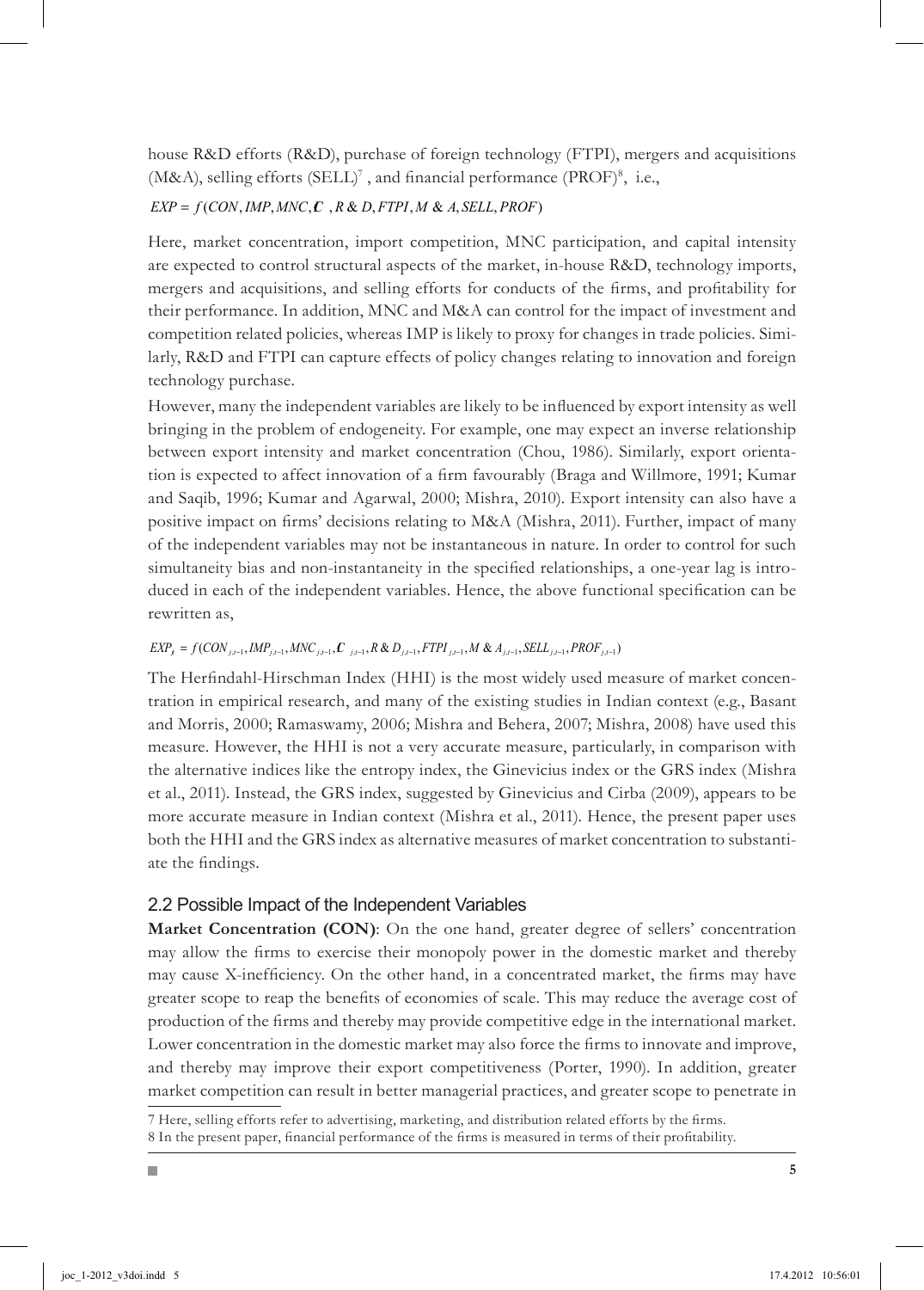house R&D efforts (R&D), purchase of foreign technology (FTPI), mergers and acquisitions (M&A), selling efforts (SELL)[7], and financial performance (PROF)[8], i.e.,

$$EXP = f(CON, IMP, MNC, C, R\&D, FTPI, M\&A, SELL, PROF)$$

Here, market concentration, import competition, MNC participation, and capital intensity are expected to control structural aspects of the market, in-house R&D, technology imports, mergers and acquisitions, and selling efforts for conducts of the firms, and profitability for their performance. In addition, MNC and M&A can control for the impact of investment and competition related policies, whereas IMP is likely to proxy for changes in trade policies. Similarly, R&D and FTPI can capture effects of policy changes relating to innovation and foreign technology purchase.

However, many the independent variables are likely to be influenced by export intensity as well bringing in the problem of endogeneity. For example, one may expect an inverse relationship between export intensity and market concentration (Chou, 1986). Similarly, export orientation is expected to affect innovation of a firm favourably (Braga and Willmore, 1991; Kumar and Saqib, 1996; Kumar and Agarwal, 2000; Mishra, 2010). Export intensity can also have a positive impact on firms' decisions relating to M&A (Mishra, 2011). Further, impact of many of the independent variables may not be instantaneous in nature. In order to control for such simultaneity bias and non-instantaneity in the specified relationships, a one-year lag is introduced in each of the independent variables. Hence, the above functional specification can be rewritten as,

$$EXP_{it} = f(CON_{j,t-1}, IMP_{j,t-1}, MNC_{j,t-1}, C_{j,t-1}, R\&D_{j,t-1}, FTPI_{j,t-1}, M\&A_{j,t-1}, SELL_{j,t-1}, PROF_{j,t-1})$$

The Herfindahl-Hirschman Index (HHI) is the most widely used measure of market concentration in empirical research, and many of the existing studies in Indian context (e.g., Basant and Morris, 2000; Ramaswamy, 2006; Mishra and Behera, 2007; Mishra, 2008) have used this measure. However, the HHI is not a very accurate measure, particularly, in comparison with the alternative indices like the entropy index, the Ginevicius index or the GRS index (Mishra et al., 2011). Instead, the GRS index, suggested by Ginevicius and Cirba (2009), appears to be more accurate measure in Indian context (Mishra et al., 2011). Hence, the present paper uses both the HHI and the GRS index as alternative measures of market concentration to substantiate the findings.

## 2.2 Possible Impact of the Independent Variables

**Market Concentration (CON)**: On the one hand, greater degree of sellers' concentration may allow the firms to exercise their monopoly power in the domestic market and thereby may cause X-inefficiency. On the other hand, in a concentrated market, the firms may have greater scope to reap the benefits of economies of scale. This may reduce the average cost of production of the firms and thereby may provide competitive edge in the international market. Lower concentration in the domestic market may also force the firms to innovate and improve, and thereby may improve their export competitiveness (Porter, 1990). In addition, greater market competition can result in better managerial practices, and greater scope to penetrate in

---

7 Here, selling efforts refer to advertising, marketing, and distribution related efforts by the firms.

8 In the present paper, financial performance of the firms is measured in terms of their profitability.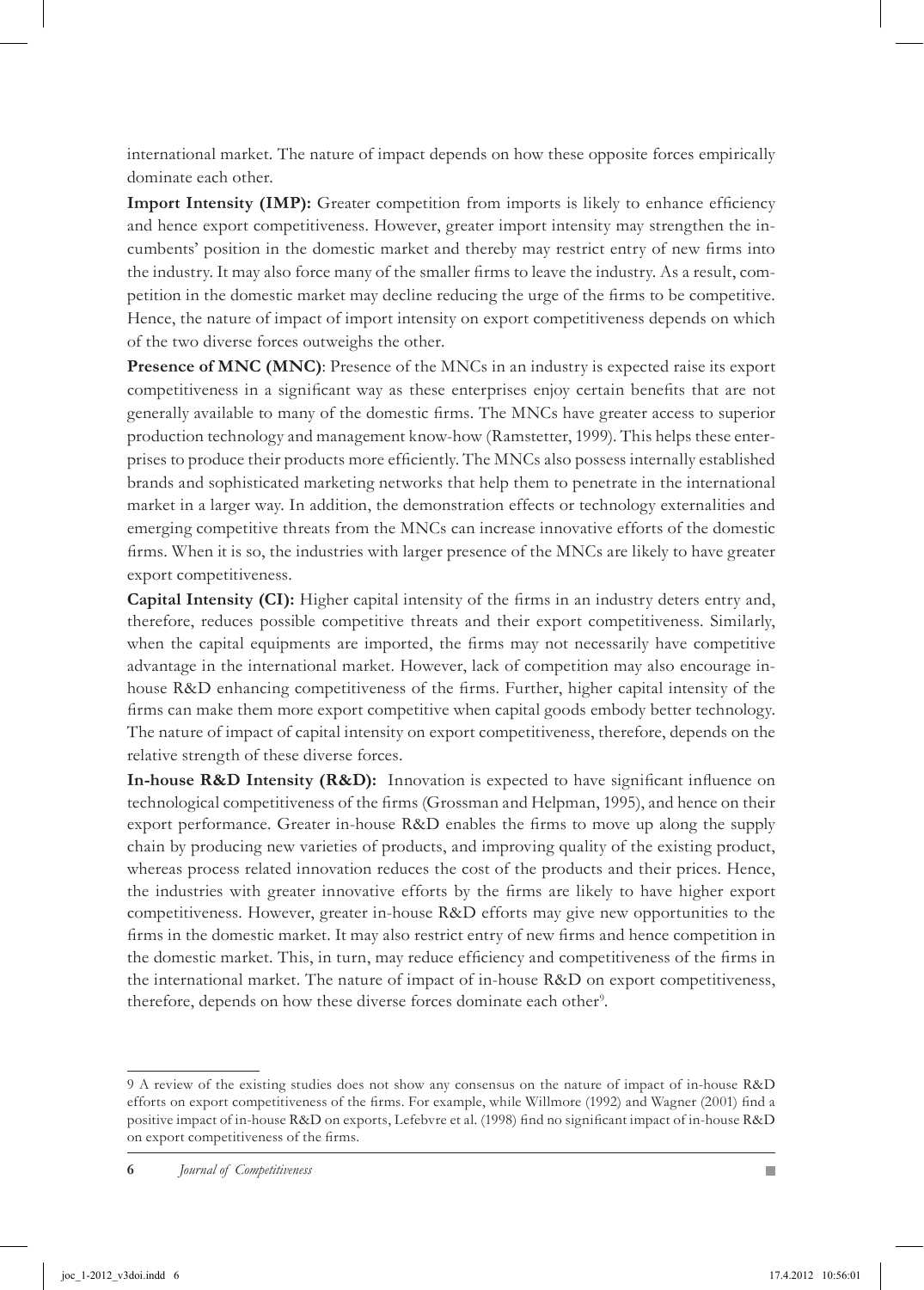international market. The nature of impact depends on how these opposite forces empirically dominate each other.

**Import Intensity (IMP):** Greater competition from imports is likely to enhance efficiency and hence export competitiveness. However, greater import intensity may strengthen the incumbents' position in the domestic market and thereby may restrict entry of new firms into the industry. It may also force many of the smaller firms to leave the industry. As a result, competition in the domestic market may decline reducing the urge of the firms to be competitive. Hence, the nature of impact of import intensity on export competitiveness depends on which of the two diverse forces outweighs the other.

**Presence of MNC (MNC)**: Presence of the MNCs in an industry is expected raise its export competitiveness in a significant way as these enterprises enjoy certain benefits that are not generally available to many of the domestic firms. The MNCs have greater access to superior production technology and management know-how (Ramstetter, 1999). This helps these enterprises to produce their products more efficiently. The MNCs also possess internally established brands and sophisticated marketing networks that help them to penetrate in the international market in a larger way. In addition, the demonstration effects or technology externalities and emerging competitive threats from the MNCs can increase innovative efforts of the domestic firms. When it is so, the industries with larger presence of the MNCs are likely to have greater export competitiveness.

**Capital Intensity (CI):** Higher capital intensity of the firms in an industry deters entry and, therefore, reduces possible competitive threats and their export competitiveness. Similarly, when the capital equipments are imported, the firms may not necessarily have competitive advantage in the international market. However, lack of competition may also encourage in-house R&D enhancing competitiveness of the firms. Further, higher capital intensity of the firms can make them more export competitive when capital goods embody better technology. The nature of impact of capital intensity on export competitiveness, therefore, depends on the relative strength of these diverse forces.

**In-house R&D Intensity (R&D):** Innovation is expected to have significant influence on technological competitiveness of the firms (Grossman and Helpman, 1995), and hence on their export performance. Greater in-house R&D enables the firms to move up along the supply chain by producing new varieties of products, and improving quality of the existing product, whereas process related innovation reduces the cost of the products and their prices. Hence, the industries with greater innovative efforts by the firms are likely to have higher export competitiveness. However, greater in-house R&D efforts may give new opportunities to the firms in the domestic market. It may also restrict entry of new firms and hence competition in the domestic market. This, in turn, may reduce efficiency and competitiveness of the firms in the international market. The nature of impact of in-house R&D on export competitiveness, therefore, depends on how these diverse forces dominate each other[9].

---

9 A review of the existing studies does not show any consensus on the nature of impact of in-house R&D efforts on export competitiveness of the firms. For example, while Willmore (1992) and Wagner (2001) find a positive impact of in-house R&D on exports, Lefebvre et al. (1998) find no significant impact of in-house R&D on export competitiveness of the firms.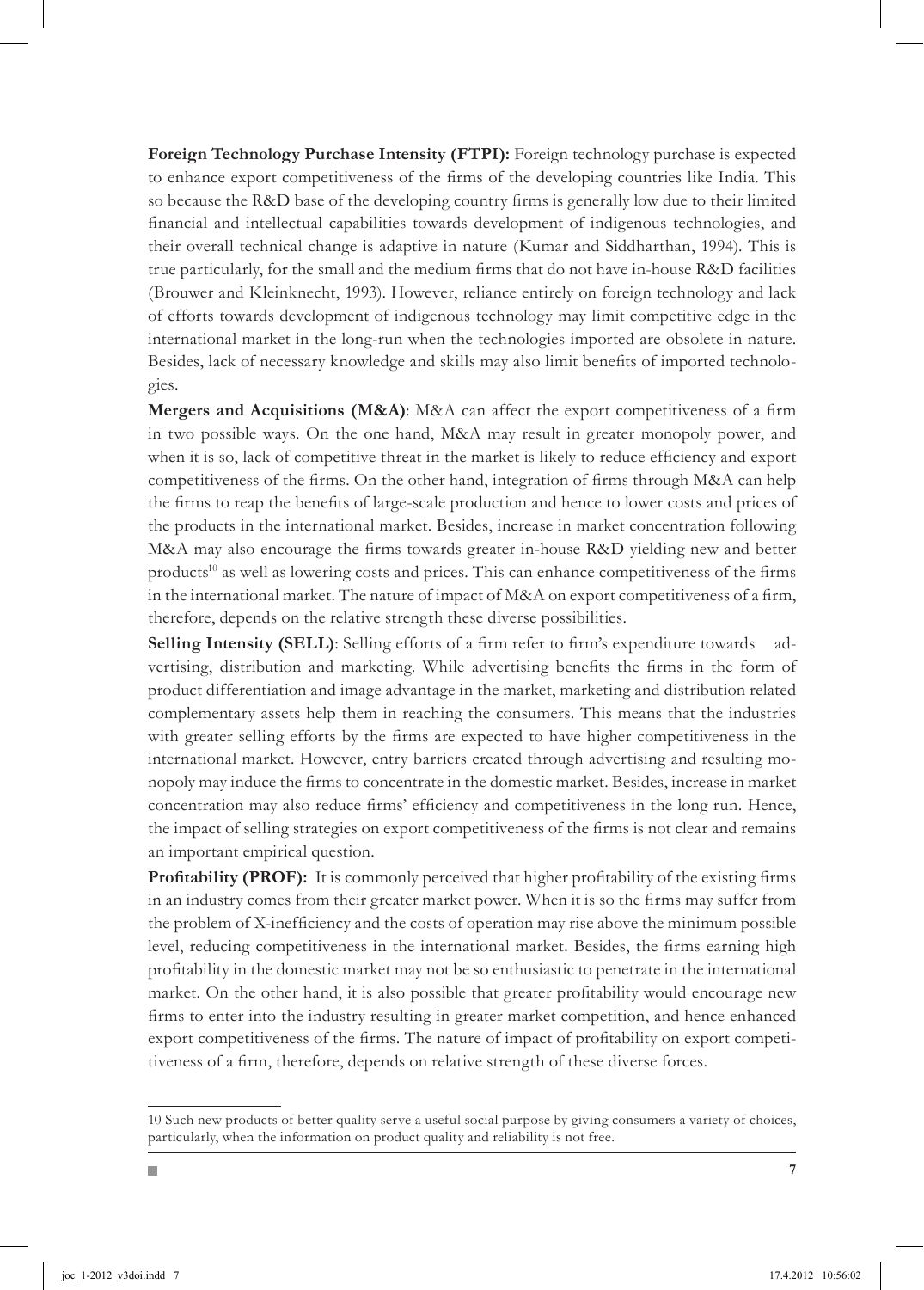**Foreign Technology Purchase Intensity (FTPI):** Foreign technology purchase is expected to enhance export competitiveness of the firms of the developing countries like India. This so because the R&D base of the developing country firms is generally low due to their limited financial and intellectual capabilities towards development of indigenous technologies, and their overall technical change is adaptive in nature (Kumar and Siddharthan, 1994). This is true particularly, for the small and the medium firms that do not have in-house R&D facilities (Brouwer and Kleinknecht, 1993). However, reliance entirely on foreign technology and lack of efforts towards development of indigenous technology may limit competitive edge in the international market in the long-run when the technologies imported are obsolete in nature. Besides, lack of necessary knowledge and skills may also limit benefits of imported technologies.

**Mergers and Acquisitions (M&A)**: M&A can affect the export competitiveness of a firm in two possible ways. On the one hand, M&A may result in greater monopoly power, and when it is so, lack of competitive threat in the market is likely to reduce efficiency and export competitiveness of the firms. On the other hand, integration of firms through M&A can help the firms to reap the benefits of large-scale production and hence to lower costs and prices of the products in the international market. Besides, increase in market concentration following M&A may also encourage the firms towards greater in-house R&D yielding new and better products[10] as well as lowering costs and prices. This can enhance competitiveness of the firms in the international market. The nature of impact of M&A on export competitiveness of a firm, therefore, depends on the relative strength these diverse possibilities.

**Selling Intensity (SELL)**: Selling efforts of a firm refer to firm's expenditure towards advertising, distribution and marketing. While advertising benefits the firms in the form of product differentiation and image advantage in the market, marketing and distribution related complementary assets help them in reaching the consumers. This means that the industries with greater selling efforts by the firms are expected to have higher competitiveness in the international market. However, entry barriers created through advertising and resulting monopoly may induce the firms to concentrate in the domestic market. Besides, increase in market concentration may also reduce firms' efficiency and competitiveness in the long run. Hence, the impact of selling strategies on export competitiveness of the firms is not clear and remains an important empirical question.

**Profitability (PROF):** It is commonly perceived that higher profitability of the existing firms in an industry comes from their greater market power. When it is so the firms may suffer from the problem of X-inefficiency and the costs of operation may rise above the minimum possible level, reducing competitiveness in the international market. Besides, the firms earning high profitability in the domestic market may not be so enthusiastic to penetrate in the international market. On the other hand, it is also possible that greater profitability would encourage new firms to enter into the industry resulting in greater market competition, and hence enhanced export competitiveness of the firms. The nature of impact of profitability on export competitiveness of a firm, therefore, depends on relative strength of these diverse forces.

---

10 Such new products of better quality serve a useful social purpose by giving consumers a variety of choices, particularly, when the information on product quality and reliability is not free.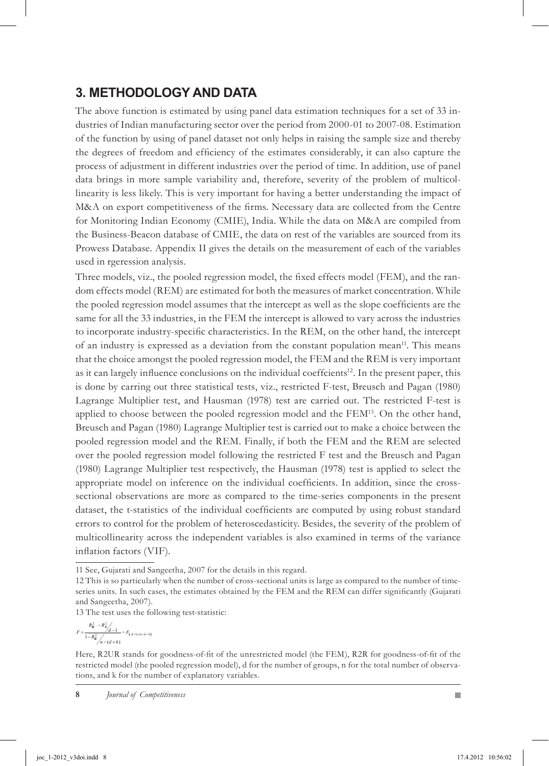## 3. METHODOLOGY AND DATA

The above function is estimated by using panel data estimation techniques for a set of 33 industries of Indian manufacturing sector over the period from 2000-01 to 2007-08. Estimation of the function by using of panel dataset not only helps in raising the sample size and thereby the degrees of freedom and efficiency of the estimates considerably, it can also capture the process of adjustment in different industries over the period of time. In addition, use of panel data brings in more sample variability and, therefore, severity of the problem of multicollinearity is less likely. This is very important for having a better understanding the impact of M&A on export competitiveness of the firms. Necessary data are collected from the Centre for Monitoring Indian Economy (CMIE), India. While the data on M&A are compiled from the Business-Beacon database of CMIE, the data on rest of the variables are sourced from its Prowess Database. Appendix II gives the details on the measurement of each of the variables used in rgeression analysis.

Three models, viz., the pooled regression model, the fixed effects model (FEM), and the random effects model (REM) are estimated for both the measures of market concentration. While the pooled regression model assumes that the intercept as well as the slope coefficients are the same for all the 33 industries, in the FEM the intercept is allowed to vary across the industries to incorporate industry-specific characteristics. In the REM, on the other hand, the intercept of an industry is expressed as a deviation from the constant population mean[11]. This means that the choice amongst the pooled regression model, the FEM and the REM is very important as it can largely influence conclusions on the individual coeffcients[12]. In the present paper, this is done by carring out three statistical tests, viz., restricted F-test, Breusch and Pagan (1980) Lagrange Multiplier test, and Hausman (1978) test are carried out. The restricted F-test is applied to choose between the pooled regression model and the FEM[13]. On the other hand, Breusch and Pagan (1980) Lagrange Multiplier test is carried out to make a choice between the pooled regression model and the REM. Finally, if both the FEM and the REM are selected over the pooled regression model following the restricted F test and the Breusch and Pagan (1980) Lagrange Multiplier test respectively, the Hausman (1978) test is applied to select the appropriate model on inference on the individual coefficients. In addition, since the cross-sectional observations are more as compared to the time-series components in the present dataset, the t-statistics of the individual coefficients are computed by using robust standard errors to control for the problem of heteroscedasticity. Besides, the severity of the problem of multicollinearity across the independent variables is also examined in terms of the variance inflation factors (VIF).

---

11 See, Gujarati and Sangeetha, 2007 for the details in this regard.

12 This is so particularly when the number of cross-sectional units is large as compared to the number of time-series units. In such cases, the estimates obtained by the FEM and the REM can differ significantly (Gujarati and Sangeetha, 2007).

13 The test uses the following test-statistic:

$$F = \frac{\left(R^2_{UR} - R^2_{R}\right)/(d-1)}{\left(1 - R^2_{UR}\right)/\left(n-(d+k)\right)} \sim F_{(d-1),(n-d-k)}$$

Here, R2UR stands for goodness-of-fit of the unrestricted model (the FEM), R2R for goodness-of-fit of the restricted model (the pooled regression model), d for the number of groups, n for the total number of observations, and k for the number of explanatory variables.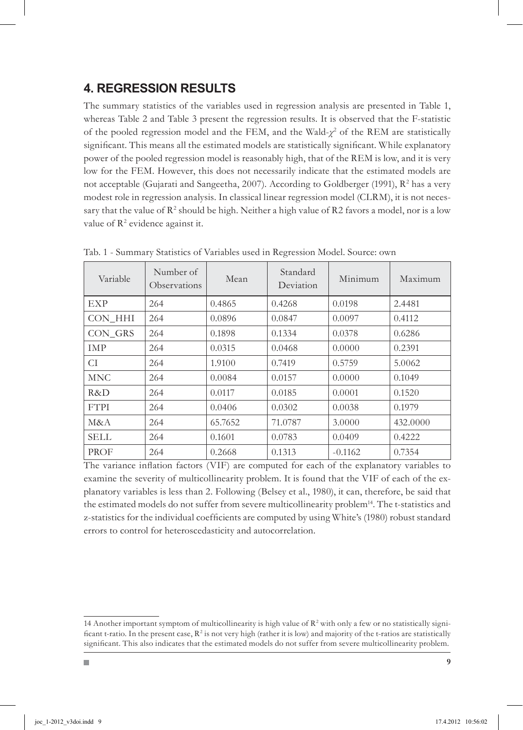## 4. REGRESSION RESULTS

The summary statistics of the variables used in regression analysis are presented in Table 1, whereas Table 2 and Table 3 present the regression results. It is observed that the F-statistic of the pooled regression model and the FEM, and the Wald-$\chi^2$ of the REM are statistically significant. This means all the estimated models are statistically significant. While explanatory power of the pooled regression model is reasonably high, that of the REM is low, and it is very low for the FEM. However, this does not necessarily indicate that the estimated models are not acceptable (Gujarati and Sangeetha, 2007). According to Goldberger (1991), $R^2$ has a very modest role in regression analysis. In classical linear regression model (CLRM), it is not necessary that the value of $R^2$ should be high. Neither a high value of R2 favors a model, nor is a low value of $R^2$ evidence against it.

Tab. 1 - Summary Statistics of Variables used in Regression Model. Source: own

| Variable | Number of Observations | Mean | Standard Deviation | Minimum | Maximum |
|---|---|---|---|---|---|
| EXP | 264 | 0.4865 | 0.4268 | 0.0198 | 2.4481 |
| CON_HHI | 264 | 0.0896 | 0.0847 | 0.0097 | 0.4112 |
| CON_GRS | 264 | 0.1898 | 0.1334 | 0.0378 | 0.6286 |
| IMP | 264 | 0.0315 | 0.0468 | 0.0000 | 0.2391 |
| CI | 264 | 1.9100 | 0.7419 | 0.5759 | 5.0062 |
| MNC | 264 | 0.0084 | 0.0157 | 0.0000 | 0.1049 |
| R&D | 264 | 0.0117 | 0.0185 | 0.0001 | 0.1520 |
| FTPI | 264 | 0.0406 | 0.0302 | 0.0038 | 0.1979 |
| M&A | 264 | 65.7652 | 71.0787 | 3.0000 | 432.0000 |
| SELL | 264 | 0.1601 | 0.0783 | 0.0409 | 0.4222 |
| PROF | 264 | 0.2668 | 0.1313 | -0.1162 | 0.7354 |

The variance inflation factors (VIF) are computed for each of the explanatory variables to examine the severity of multicollinearity problem. It is found that the VIF of each of the explanatory variables is less than 2. Following (Belsey et al., 1980), it can, therefore, be said that the estimated models do not suffer from severe multicollinearity problem[14]. The t-statistics and z-statistics for the individual coefficients are computed by using White's (1980) robust standard errors to control for heteroscedasticity and autocorrelation.

[14] Another important symptom of multicollinearity is high value of $R^2$ with only a few or no statistically significant t-ratio. In the present case, $R^2$ is not very high (rather it is low) and majority of the t-ratios are statistically significant. This also indicates that the estimated models do not suffer from severe multicollinearity problem.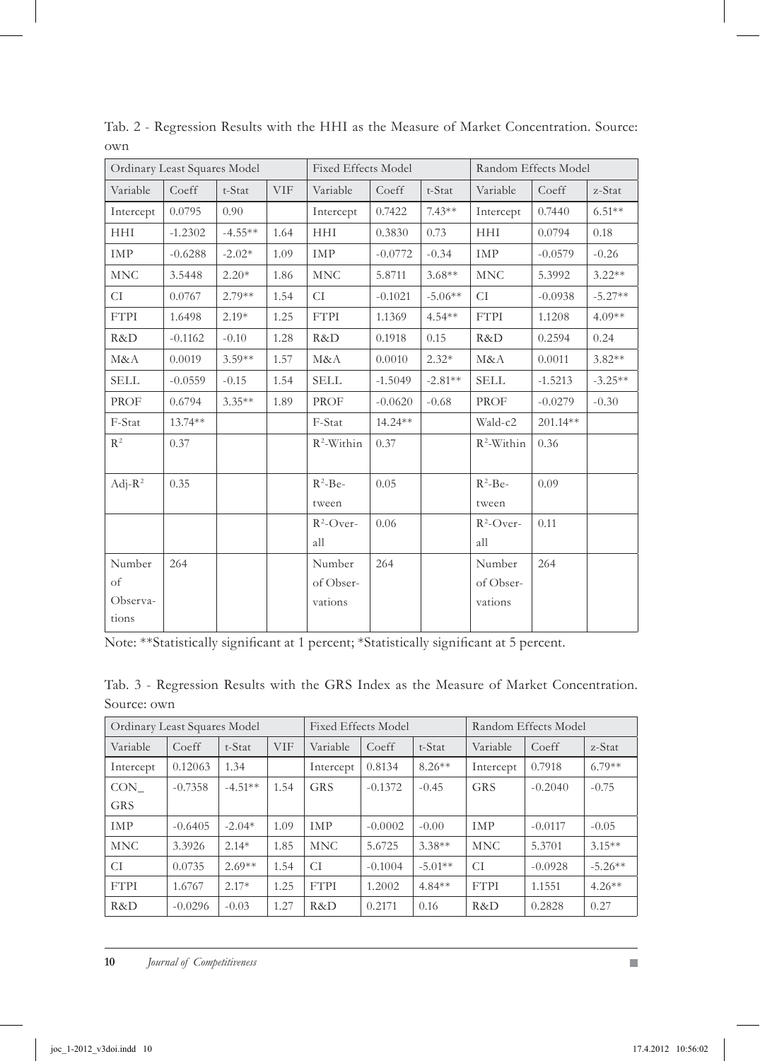Tab. 2 - Regression Results with the HHI as the Measure of Market Concentration. Source: own

| Ordinary Least Squares Model | | | | Fixed Effects Model | | | Random Effects Model | | |
|---|---|---|---|---|---|---|---|---|---|
| Variable | Coeff | t-Stat | VIF | Variable | Coeff | t-Stat | Variable | Coeff | z-Stat |
| Intercept | 0.0795 | 0.90 | | Intercept | 0.7422 | 7.43** | Intercept | 0.7440 | 6.51** |
| HHI | -1.2302 | -4.55** | 1.64 | HHI | 0.3830 | 0.73 | HHI | 0.0794 | 0.18 |
| IMP | -0.6288 | -2.02* | 1.09 | IMP | -0.0772 | -0.34 | IMP | -0.0579 | -0.26 |
| MNC | 3.5448 | 2.20* | 1.86 | MNC | 5.8711 | 3.68** | MNC | 5.3992 | 3.22** |
| CI | 0.0767 | 2.79** | 1.54 | CI | -0.1021 | -5.06** | CI | -0.0938 | -5.27** |
| FTPI | 1.6498 | 2.19* | 1.25 | FTPI | 1.1369 | 4.54** | FTPI | 1.1208 | 4.09** |
| R&D | -0.1162 | -0.10 | 1.28 | R&D | 0.1918 | 0.15 | R&D | 0.2594 | 0.24 |
| M&A | 0.0019 | 3.59** | 1.57 | M&A | 0.0010 | 2.32* | M&A | 0.0011 | 3.82** |
| SELL | -0.0559 | -0.15 | 1.54 | SELL | -1.5049 | -2.81** | SELL | -1.5213 | -3.25** |
| PROF | 0.6794 | 3.35** | 1.89 | PROF | -0.0620 | -0.68 | PROF | -0.0279 | -0.30 |
| F-Stat | 13.74** | | | F-Stat | 14.24** | | Wald-c2 | 201.14** | |
| $R^2$ | 0.37 | | | $R^2$-Within | 0.37 | | $R^2$-Within | 0.36 | |
| Adj-$R^2$ | 0.35 | | | $R^2$-Between | 0.05 | | $R^2$-Between | 0.09 | |
| | | | | $R^2$-Overall | 0.06 | | $R^2$-Overall | 0.11 | |
| Number of Observations | 264 | | | Number of Observations | 264 | | Number of Observations | 264 | |

Note: **Statistically significant at 1 percent; *Statistically significant at 5 percent.

Tab. 3 - Regression Results with the GRS Index as the Measure of Market Concentration. Source: own

| Ordinary Least Squares Model | | | | Fixed Effects Model | | | Random Effects Model | | |
|---|---|---|---|---|---|---|---|---|---|
| Variable | Coeff | t-Stat | VIF | Variable | Coeff | t-Stat | Variable | Coeff | z-Stat |
| Intercept | 0.12063 | 1.34 | | Intercept | 0.8134 | 8.26** | Intercept | 0.7918 | 6.79** |
| CON_GRS | -0.7358 | -4.51** | 1.54 | GRS | -0.1372 | -0.45 | GRS | -0.2040 | -0.75 |
| IMP | -0.6405 | -2.04* | 1.09 | IMP | -0.0002 | -0.00 | IMP | -0.0117 | -0.05 |
| MNC | 3.3926 | 2.14* | 1.85 | MNC | 5.6725 | 3.38** | MNC | 5.3701 | 3.15** |
| CI | 0.0735 | 2.69** | 1.54 | CI | -0.1004 | -5.01** | CI | -0.0928 | -5.26** |
| FTPI | 1.6767 | 2.17* | 1.25 | FTPI | 1.2002 | 4.84** | FTPI | 1.1551 | 4.26** |
| R&D | -0.0296 | -0.03 | 1.27 | R&D | 0.2171 | 0.16 | R&D | 0.2828 | 0.27 |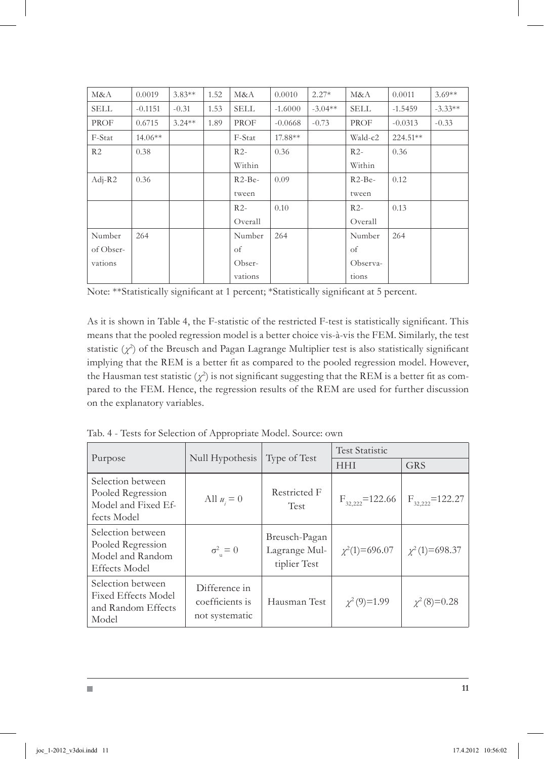| M&A | 0.0019 | 3.83** | 1.52 | M&A | 0.0010 | 2.27* | M&A | 0.0011 | 3.69** |
|---|---|---|---|---|---|---|---|---|---|
| SELL | -0.1151 | -0.31 | 1.53 | SELL | -1.6000 | -3.04** | SELL | -1.5459 | -3.33** |
| PROF | 0.6715 | 3.24** | 1.89 | PROF | -0.0668 | -0.73 | PROF | -0.0313 | -0.33 |
| F-Stat | 14.06** | | | F-Stat | 17.88** | | Wald-c2 | 224.51** | |
| R2 | 0.38 | | | R2-Within | 0.36 | | R2-Within | 0.36 | |
| Adj-R2 | 0.36 | | | R2-Between | 0.09 | | R2-Between | 0.12 | |
| | | | | R2-Overall | 0.10 | | R2-Overall | 0.13 | |
| Number of Observations | 264 | | | Number of Observations | 264 | | Number of Observations | 264 | |

Note: **Statistically significant at 1 percent; *Statistically significant at 5 percent.

As it is shown in Table 4, the F-statistic of the restricted F-test is statistically significant. This means that the pooled regression model is a better choice vis-à-vis the FEM. Similarly, the test statistic ($\chi^2$) of the Breusch and Pagan Lagrange Multiplier test is also statistically significant implying that the REM is a better fit as compared to the pooled regression model. However, the Hausman test statistic ($\chi^2$) is not significant suggesting that the REM is a better fit as compared to the FEM. Hence, the regression results of the REM are used for further discussion on the explanatory variables.

Tab. 4 - Tests for Selection of Appropriate Model. Source: own

| Purpose | Null Hypothesis | Type of Test | Test Statistic | |
|---|---|---|---|---|
| | | | HHI | GRS |
| Selection between Pooled Regression Model and Fixed Effects Model | All $u_i = 0$ | Restricted F Test | $F_{32,222}$=122.66 | $F_{32,222}$=122.27 |
| Selection between Pooled Regression Model and Random Effects Model | $\sigma^2_u = 0$ | Breusch-Pagan Lagrange Multiplier Test | $\chi^2(1)$=696.07 | $\chi^2(1)$=698.37 |
| Selection between Fixed Effects Model and Random Effects Model | Difference in coefficients is not systematic | Hausman Test | $\chi^2(9)$=1.99 | $\chi^2(8)$=0.28 |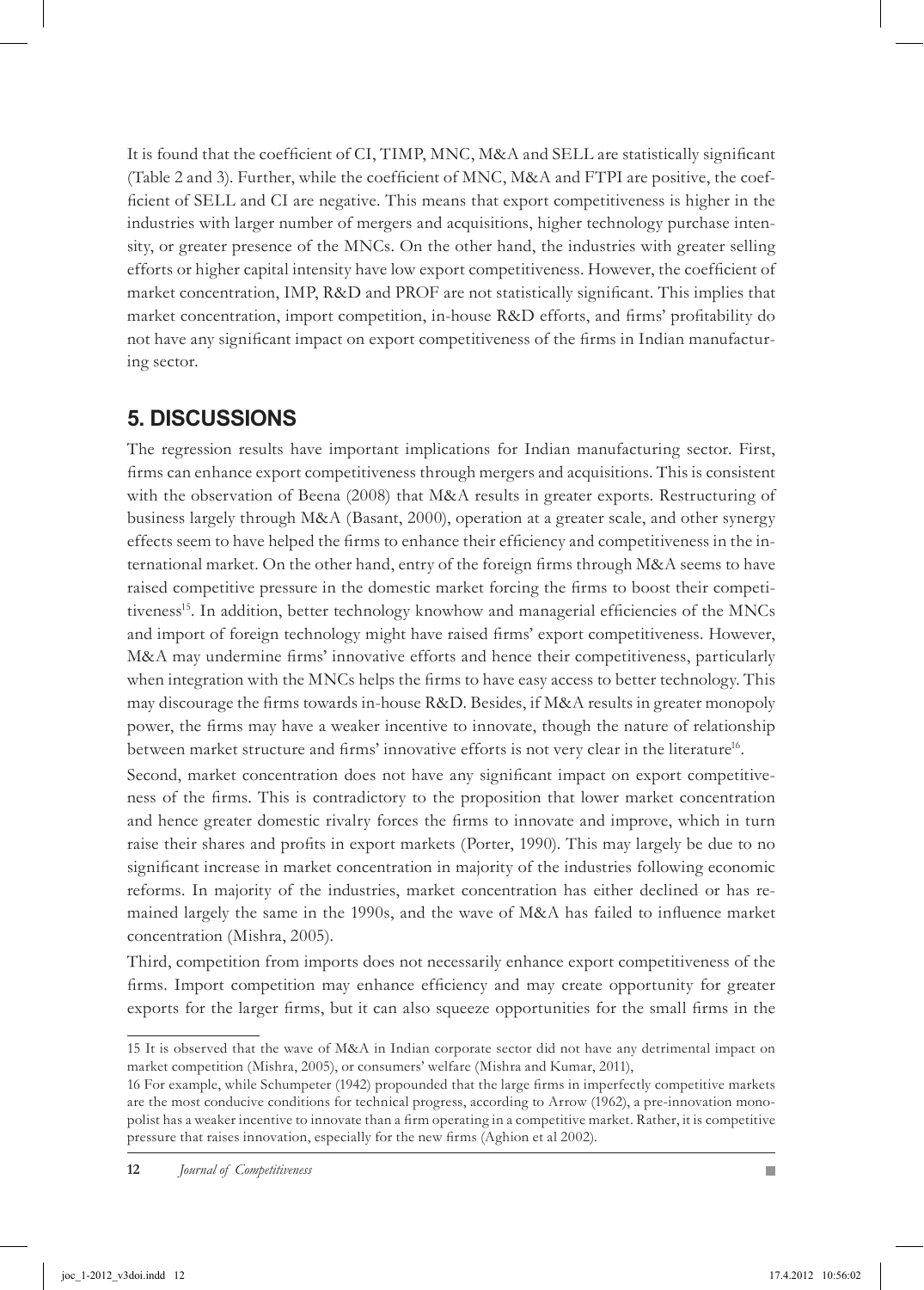It is found that the coefficient of CI, TIMP, MNC, M&A and SELL are statistically significant (Table 2 and 3). Further, while the coefficient of MNC, M&A and FTPI are positive, the coefficient of SELL and CI are negative. This means that export competitiveness is higher in the industries with larger number of mergers and acquisitions, higher technology purchase intensity, or greater presence of the MNCs. On the other hand, the industries with greater selling efforts or higher capital intensity have low export competitiveness. However, the coefficient of market concentration, IMP, R&D and PROF are not statistically significant. This implies that market concentration, import competition, in-house R&D efforts, and firms' profitability do not have any significant impact on export competitiveness of the firms in Indian manufacturing sector.

## 5. DISCUSSIONS

The regression results have important implications for Indian manufacturing sector. First, firms can enhance export competitiveness through mergers and acquisitions. This is consistent with the observation of Beena (2008) that M&A results in greater exports. Restructuring of business largely through M&A (Basant, 2000), operation at a greater scale, and other synergy effects seem to have helped the firms to enhance their efficiency and competitiveness in the international market. On the other hand, entry of the foreign firms through M&A seems to have raised competitive pressure in the domestic market forcing the firms to boost their competitiveness[15]. In addition, better technology knowhow and managerial efficiencies of the MNCs and import of foreign technology might have raised firms' export competitiveness. However, M&A may undermine firms' innovative efforts and hence their competitiveness, particularly when integration with the MNCs helps the firms to have easy access to better technology. This may discourage the firms towards in-house R&D. Besides, if M&A results in greater monopoly power, the firms may have a weaker incentive to innovate, though the nature of relationship between market structure and firms' innovative efforts is not very clear in the literature[16].

Second, market concentration does not have any significant impact on export competitiveness of the firms. This is contradictory to the proposition that lower market concentration and hence greater domestic rivalry forces the firms to innovate and improve, which in turn raise their shares and profits in export markets (Porter, 1990). This may largely be due to no significant increase in market concentration in majority of the industries following economic reforms. In majority of the industries, market concentration has either declined or has remained largely the same in the 1990s, and the wave of M&A has failed to influence market concentration (Mishra, 2005).

Third, competition from imports does not necessarily enhance export competitiveness of the firms. Import competition may enhance efficiency and may create opportunity for greater exports for the larger firms, but it can also squeeze opportunities for the small firms in the

---

15 It is observed that the wave of M&A in Indian corporate sector did not have any detrimental impact on market competition (Mishra, 2005), or consumers' welfare (Mishra and Kumar, 2011),

16 For example, while Schumpeter (1942) propounded that the large firms in imperfectly competitive markets are the most conducive conditions for technical progress, according to Arrow (1962), a pre-innovation monopolist has a weaker incentive to innovate than a firm operating in a competitive market. Rather, it is competitive pressure that raises innovation, especially for the new firms (Aghion et al 2002).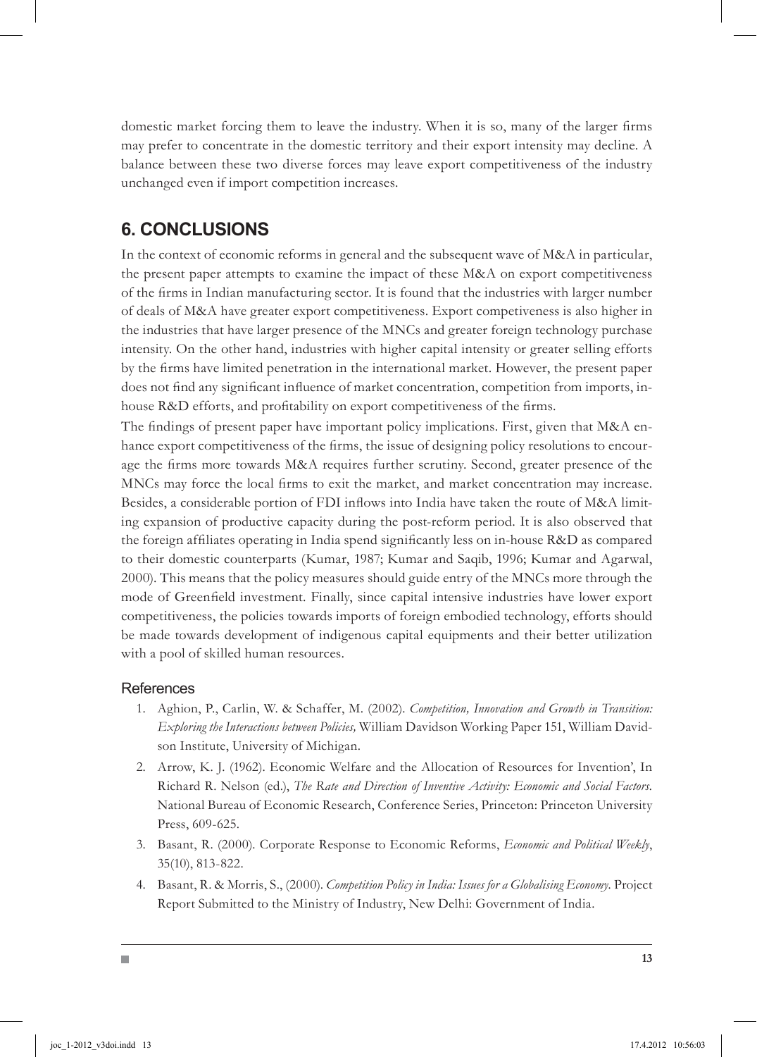domestic market forcing them to leave the industry. When it is so, many of the larger firms may prefer to concentrate in the domestic territory and their export intensity may decline. A balance between these two diverse forces may leave export competitiveness of the industry unchanged even if import competition increases.

## 6. CONCLUSIONS

In the context of economic reforms in general and the subsequent wave of M&A in particular, the present paper attempts to examine the impact of these M&A on export competitiveness of the firms in Indian manufacturing sector. It is found that the industries with larger number of deals of M&A have greater export competitiveness. Export competiveness is also higher in the industries that have larger presence of the MNCs and greater foreign technology purchase intensity. On the other hand, industries with higher capital intensity or greater selling efforts by the firms have limited penetration in the international market. However, the present paper does not find any significant influence of market concentration, competition from imports, in-house R&D efforts, and profitability on export competitiveness of the firms.

The findings of present paper have important policy implications. First, given that M&A enhance export competitiveness of the firms, the issue of designing policy resolutions to encourage the firms more towards M&A requires further scrutiny. Second, greater presence of the MNCs may force the local firms to exit the market, and market concentration may increase. Besides, a considerable portion of FDI inflows into India have taken the route of M&A limiting expansion of productive capacity during the post-reform period. It is also observed that the foreign affiliates operating in India spend significantly less on in-house R&D as compared to their domestic counterparts (Kumar, 1987; Kumar and Saqib, 1996; Kumar and Agarwal, 2000). This means that the policy measures should guide entry of the MNCs more through the mode of Greenfield investment. Finally, since capital intensive industries have lower export competitiveness, the policies towards imports of foreign embodied technology, efforts should be made towards development of indigenous capital equipments and their better utilization with a pool of skilled human resources.

### References

1. Aghion, P., Carlin, W. & Schaffer, M. (2002). *Competition, Innovation and Growth in Transition: Exploring the Interactions between Policies,* William Davidson Working Paper 151, William Davidson Institute, University of Michigan.
2. Arrow, K. J. (1962). Economic Welfare and the Allocation of Resources for Invention', In Richard R. Nelson (ed.), *The Rate and Direction of Inventive Activity: Economic and Social Factors*. National Bureau of Economic Research, Conference Series, Princeton: Princeton University Press, 609-625.
3. Basant, R. (2000). Corporate Response to Economic Reforms, *Economic and Political Weekly*, 35(10), 813-822.
4. Basant, R. & Morris, S., (2000). *Competition Policy in India: Issues for a Globalising Economy*. Project Report Submitted to the Ministry of Industry, New Delhi: Government of India.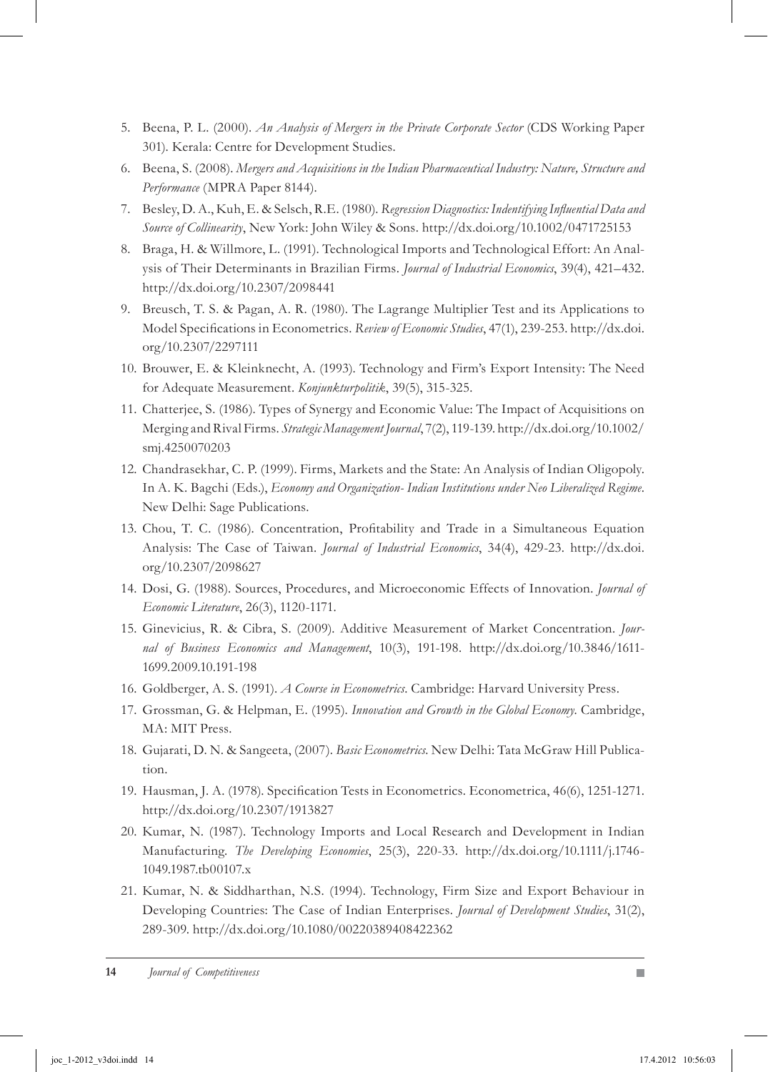5. Beena, P. L. (2000). *An Analysis of Mergers in the Private Corporate Sector* (CDS Working Paper 301). Kerala: Centre for Development Studies.
6. Beena, S. (2008). *Mergers and Acquisitions in the Indian Pharmaceutical Industry: Nature, Structure and Performance* (MPRA Paper 8144).
7. Besley, D. A., Kuh, E. & Selsch, R.E. (1980). *Regression Diagnostics: Indentifying Influential Data and Source of Collinearity*, New York: John Wiley & Sons. http://dx.doi.org/10.1002/0471725153
8. Braga, H. & Willmore, L. (1991). Technological Imports and Technological Effort: An Analysis of Their Determinants in Brazilian Firms. *Journal of Industrial Economics*, 39(4), 421–432. http://dx.doi.org/10.2307/2098441
9. Breusch, T. S. & Pagan, A. R. (1980). The Lagrange Multiplier Test and its Applications to Model Specifications in Econometrics. *Review of Economic Studies*, 47(1), 239-253. http://dx.doi.org/10.2307/2297111
10. Brouwer, E. & Kleinknecht, A. (1993). Technology and Firm's Export Intensity: The Need for Adequate Measurement. *Konjunkturpolitik*, 39(5), 315-325.
11. Chatterjee, S. (1986). Types of Synergy and Economic Value: The Impact of Acquisitions on Merging and Rival Firms. *Strategic Management Journal*, 7(2), 119-139. http://dx.doi.org/10.1002/smj.4250070203
12. Chandrasekhar, C. P. (1999). Firms, Markets and the State: An Analysis of Indian Oligopoly. In A. K. Bagchi (Eds.), *Economy and Organization- Indian Institutions under Neo Liberalized Regime*. New Delhi: Sage Publications.
13. Chou, T. C. (1986). Concentration, Profitability and Trade in a Simultaneous Equation Analysis: The Case of Taiwan. *Journal of Industrial Economics*, 34(4), 429-23. http://dx.doi.org/10.2307/2098627
14. Dosi, G. (1988). Sources, Procedures, and Microeconomic Effects of Innovation. *Journal of Economic Literature*, 26(3), 1120-1171.
15. Ginevicius, R. & Cibra, S. (2009). Additive Measurement of Market Concentration. *Journal of Business Economics and Management*, 10(3), 191-198. http://dx.doi.org/10.3846/1611-1699.2009.10.191-198
16. Goldberger, A. S. (1991). *A Course in Econometrics*. Cambridge: Harvard University Press.
17. Grossman, G. & Helpman, E. (1995). *Innovation and Growth in the Global Economy*. Cambridge, MA: MIT Press.
18. Gujarati, D. N. & Sangeeta, (2007). *Basic Econometrics*. New Delhi: Tata McGraw Hill Publication.
19. Hausman, J. A. (1978). Specification Tests in Econometrics. Econometrica, 46(6), 1251-1271. http://dx.doi.org/10.2307/1913827
20. Kumar, N. (1987). Technology Imports and Local Research and Development in Indian Manufacturing. *The Developing Economies*, 25(3), 220-33. http://dx.doi.org/10.1111/j.1746-1049.1987.tb00107.x
21. Kumar, N. & Siddharthan, N.S. (1994). Technology, Firm Size and Export Behaviour in Developing Countries: The Case of Indian Enterprises. *Journal of Development Studies*, 31(2), 289-309. http://dx.doi.org/10.1080/00220389408422362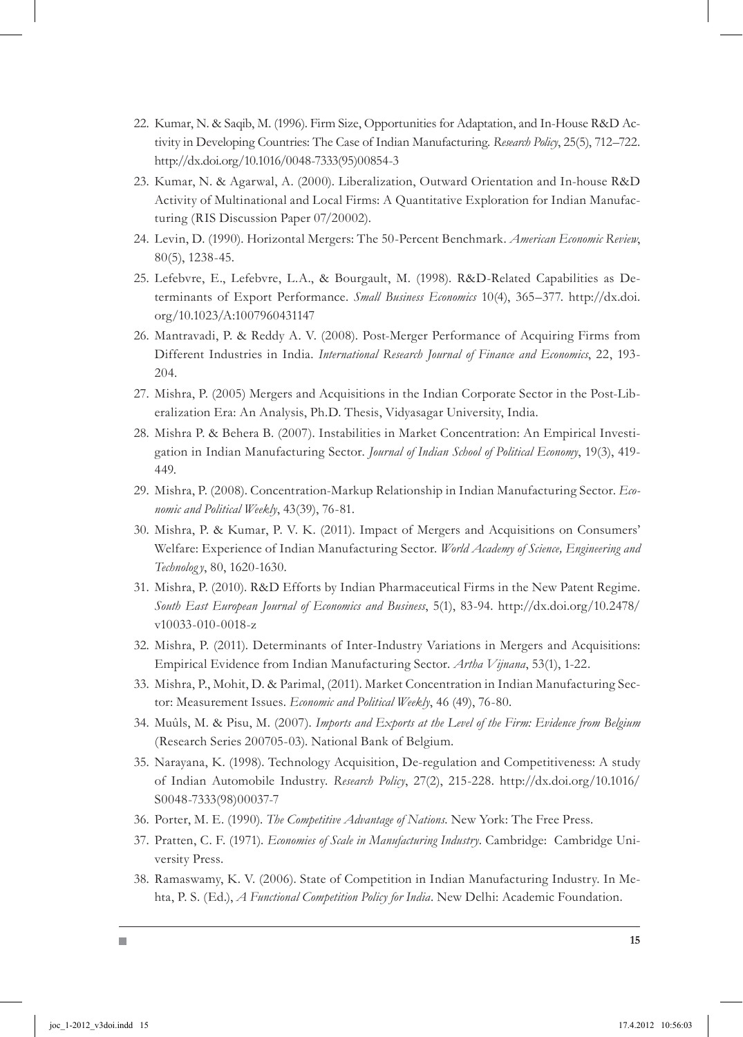22. Kumar, N. & Saqib, M. (1996). Firm Size, Opportunities for Adaptation, and In-House R&D Activity in Developing Countries: The Case of Indian Manufacturing. *Research Policy*, 25(5), 712–722. http://dx.doi.org/10.1016/0048-7333(95)00854-3
23. Kumar, N. & Agarwal, A. (2000). Liberalization, Outward Orientation and In-house R&D Activity of Multinational and Local Firms: A Quantitative Exploration for Indian Manufacturing (RIS Discussion Paper 07/20002).
24. Levin, D. (1990). Horizontal Mergers: The 50-Percent Benchmark. *American Economic Review*, 80(5), 1238-45.
25. Lefebvre, E., Lefebvre, L.A., & Bourgault, M. (1998). R&D-Related Capabilities as Determinants of Export Performance. *Small Business Economics* 10(4), 365–377. http://dx.doi.org/10.1023/A:1007960431147
26. Mantravadi, P. & Reddy A. V. (2008). Post-Merger Performance of Acquiring Firms from Different Industries in India. *International Research Journal of Finance and Economics*, 22, 193-204.
27. Mishra, P. (2005) Mergers and Acquisitions in the Indian Corporate Sector in the Post-Liberalization Era: An Analysis, Ph.D. Thesis, Vidyasagar University, India.
28. Mishra P. & Behera B. (2007). Instabilities in Market Concentration: An Empirical Investigation in Indian Manufacturing Sector. *Journal of Indian School of Political Economy*, 19(3), 419-449.
29. Mishra, P. (2008). Concentration-Markup Relationship in Indian Manufacturing Sector. *Economic and Political Weekly*, 43(39), 76-81.
30. Mishra, P. & Kumar, P. V. K. (2011). Impact of Mergers and Acquisitions on Consumers' Welfare: Experience of Indian Manufacturing Sector. *World Academy of Science, Engineering and Technology*, 80, 1620-1630.
31. Mishra, P. (2010). R&D Efforts by Indian Pharmaceutical Firms in the New Patent Regime. *South East European Journal of Economics and Business*, 5(1), 83-94. http://dx.doi.org/10.2478/v10033-010-0018-z
32. Mishra, P. (2011). Determinants of Inter-Industry Variations in Mergers and Acquisitions: Empirical Evidence from Indian Manufacturing Sector. *Artha Vijnana*, 53(1), 1-22.
33. Mishra, P., Mohit, D. & Parimal, (2011). Market Concentration in Indian Manufacturing Sector: Measurement Issues. *Economic and Political Weekly*, 46 (49), 76-80.
34. Muûls, M. & Pisu, M. (2007). *Imports and Exports at the Level of the Firm: Evidence from Belgium* (Research Series 200705-03). National Bank of Belgium.
35. Narayana, K. (1998). Technology Acquisition, De-regulation and Competitiveness: A study of Indian Automobile Industry. *Research Policy*, 27(2), 215-228. http://dx.doi.org/10.1016/S0048-7333(98)00037-7
36. Porter, M. E. (1990). *The Competitive Advantage of Nations*. New York: The Free Press.
37. Pratten, C. F. (1971). *Economies of Scale in Manufacturing Industry*. Cambridge: Cambridge University Press.
38. Ramaswamy, K. V. (2006). State of Competition in Indian Manufacturing Industry. In Mehta, P. S. (Ed.), *A Functional Competition Policy for India*. New Delhi: Academic Foundation.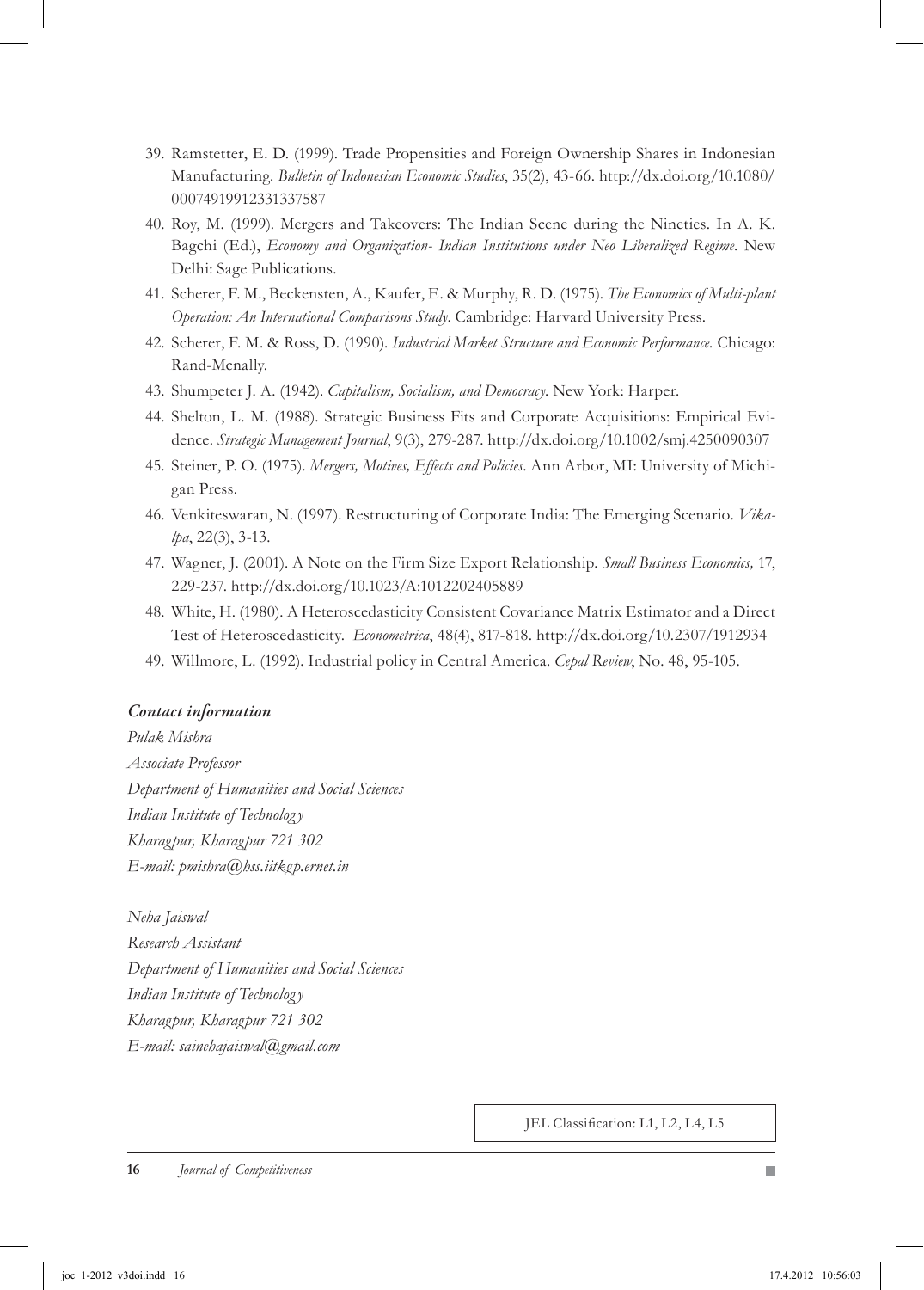39. Ramstetter, E. D. (1999). Trade Propensities and Foreign Ownership Shares in Indonesian Manufacturing. *Bulletin of Indonesian Economic Studies*, 35(2), 43-66. http://dx.doi.org/10.1080/00074919912331337587
40. Roy, M. (1999). Mergers and Takeovers: The Indian Scene during the Nineties. In A. K. Bagchi (Ed.), *Economy and Organization- Indian Institutions under Neo Liberalized Regime*. New Delhi: Sage Publications.
41. Scherer, F. M., Beckensten, A., Kaufer, E. & Murphy, R. D. (1975). *The Economics of Multi-plant Operation: An International Comparisons Study*. Cambridge: Harvard University Press.
42. Scherer, F. M. & Ross, D. (1990). *Industrial Market Structure and Economic Performance*. Chicago: Rand-Mcnally.
43. Shumpeter J. A. (1942). *Capitalism, Socialism, and Democracy*. New York: Harper.
44. Shelton, L. M. (1988). Strategic Business Fits and Corporate Acquisitions: Empirical Evidence. *Strategic Management Journal*, 9(3), 279-287. http://dx.doi.org/10.1002/smj.4250090307
45. Steiner, P. O. (1975). *Mergers, Motives, Effects and Policies*. Ann Arbor, MI: University of Michigan Press.
46. Venkiteswaran, N. (1997). Restructuring of Corporate India: The Emerging Scenario. *Vikalpa*, 22(3), 3-13.
47. Wagner, J. (2001). A Note on the Firm Size Export Relationship. *Small Business Economics,* 17, 229-237. http://dx.doi.org/10.1023/A:1012202405889
48. White, H. (1980). A Heteroscedasticity Consistent Covariance Matrix Estimator and a Direct Test of Heteroscedasticity. *Econometrica*, 48(4), 817-818. http://dx.doi.org/10.2307/1912934
49. Willmore, L. (1992). Industrial policy in Central America. *Cepal Review*, No. 48, 95-105.

### *Contact information*

*Pulak Mishra*
*Associate Professor*
*Department of Humanities and Social Sciences*
*Indian Institute of Technology*
*Kharagpur, Kharagpur 721 302*
*E-mail: pmishra@hss.iitkgp.ernet.in*

*Neha Jaiswal*
*Research Assistant*
*Department of Humanities and Social Sciences*
*Indian Institute of Technology*
*Kharagpur, Kharagpur 721 302*
*E-mail: sainehajaiswal@gmail.com*

JEL Classification: L1, L2, L4, L5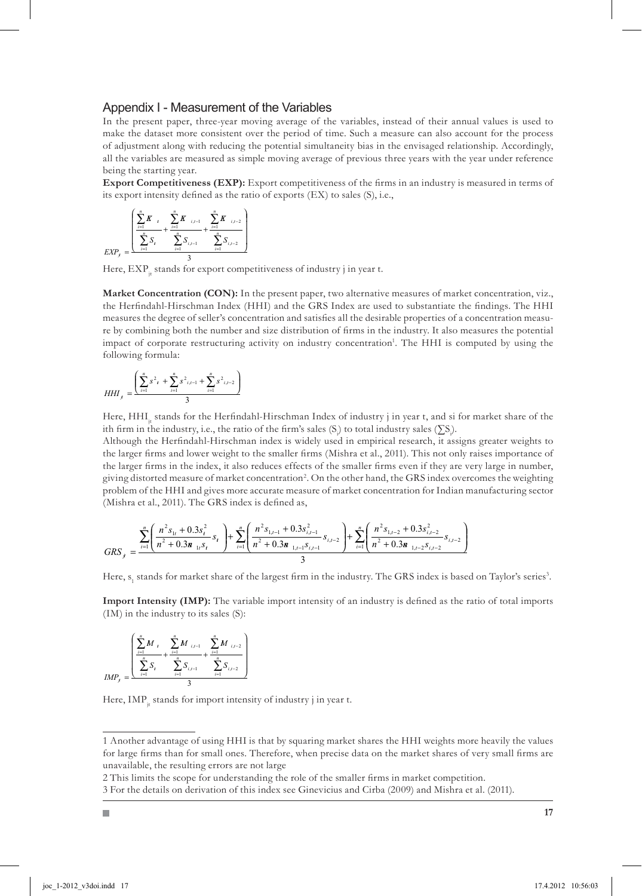## Appendix I - Measurement of the Variables

In the present paper, three-year moving average of the variables, instead of their annual values is used to make the dataset more consistent over the period of time. Such a measure can also account for the process of adjustment along with reducing the potential simultaneity bias in the envisaged relationship. Accordingly, all the variables are measured as simple moving average of previous three years with the year under reference being the starting year.

**Export Competitiveness (EXP):** Export competitiveness of the firms in an industry is measured in terms of its export intensity defined as the ratio of exports (EX) to sales (S), i.e.,

$$EXP_{jt} = \frac{\left( \frac{\sum_{i=1}^{n} EX_{t}}{\sum_{i=1}^{n} S_{t}} + \frac{\sum_{i=1}^{n} EX_{i,t-1}}{\sum_{i=1}^{n} S_{i,t-1}} + \frac{\sum_{i=1}^{n} EX_{i,t-2}}{\sum_{i=1}^{n} S_{i,t-2}} \right)}{3}$$

Here, $EXP_{jt}$ stands for export competitiveness of industry j in year t.

**Market Concentration (CON):** In the present paper, two alternative measures of market concentration, viz., the Herfindahl-Hirschman Index (HHI) and the GRS Index are used to substantiate the findings. The HHI measures the degree of seller's concentration and satisfies all the desirable properties of a concentration measure by combining both the number and size distribution of firms in the industry. It also measures the potential impact of corporate restructuring activity on industry concentration[1]. The HHI is computed by using the following formula:

$$HHI_{jt} = \frac{\left( \sum_{i=1}^{n} s^{2}_{t} + \sum_{i=1}^{n} s^{2}_{i,t-1} + \sum_{i=1}^{n} s^{2}_{i,t-2} \right)}{3}$$

Here, $HHI_{jt}$ stands for the Herfindahl-Hirschman Index of industry j in year t, and si for market share of the ith firm in the industry, i.e., the ratio of the firm's sales ($S_i$) to total industry sales ($\sum S_i$).

Although the Herfindahl-Hirschman index is widely used in empirical research, it assigns greater weights to the larger firms and lower weight to the smaller firms (Mishra et al., 2011). This not only raises importance of the larger firms in the index, it also reduces effects of the smaller firms even if they are very large in number, giving distorted measure of market concentration[2]. On the other hand, the GRS index overcomes the weighting problem of the HHI and gives more accurate measure of market concentration for Indian manufacturing sector (Mishra et al., 2011). The GRS index is defined as,

$$GRS_{jt} = \frac{\sum_{i=1}^{n} \left( \frac{n^{2} s_{1t} + 0.3 s_{i}^{2}}{n^{2} + 0.3 n s_{1t} s_{t}} s_{t} \right) + \sum_{i=1}^{n} \left( \frac{n^{2} s_{1,t-1} + 0.3 s_{i,t-1}^{2}}{n^{2} + 0.3 n s_{1,t-1} s_{i,t-1}} s_{i,t-2} \right) + \sum_{i=1}^{n} \left( \frac{n^{2} s_{1,t-2} + 0.3 s_{i,t-2}^{2}}{n^{2} + 0.3 n s_{1,t-2} s_{i,t-2}} s_{i,t-2} \right)}{3}$$

Here, $s_1$ stands for market share of the largest firm in the industry. The GRS index is based on Taylor's series[3].

**Import Intensity (IMP):** The variable import intensity of an industry is defined as the ratio of total imports (IM) in the industry to its sales (S):

$$IMP_{jt} = \frac{\left( \frac{\sum_{i=1}^{n} IM_{t}}{\sum_{i=1}^{n} S_{t}} + \frac{\sum_{i=1}^{n} IM_{i,t-1}}{\sum_{i=1}^{n} S_{i,t-1}} + \frac{\sum_{i=1}^{n} IM_{i,t-2}}{\sum_{i=1}^{n} S_{i,t-2}} \right)}{3}$$

Here, $IMP_{jt}$ stands for import intensity of industry j in year t.

---

1 Another advantage of using HHI is that by squaring market shares the HHI weights more heavily the values for large firms than for small ones. Therefore, when precise data on the market shares of very small firms are unavailable, the resulting errors are not large

2 This limits the scope for understanding the role of the smaller firms in market competition.

3 For the details on derivation of this index see Ginevicius and Cirba (2009) and Mishra et al. (2011).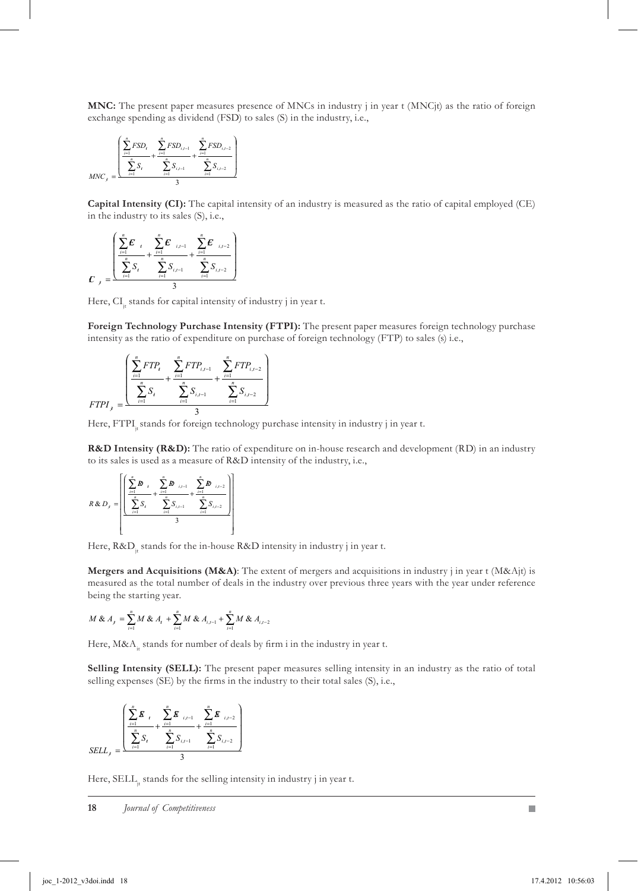**MNC:** The present paper measures presence of MNCs in industry j in year t (MNCjt) as the ratio of foreign exchange spending as dividend (FSD) to sales (S) in the industry, i.e.,

$$MNC_{jt} = \frac{\left( \frac{\sum_{i=1}^{n} FSD_{it}}{\sum_{i=1}^{n} S_{it}} + \frac{\sum_{i=1}^{n} FSD_{i,t-1}}{\sum_{i=1}^{n} S_{i,t-1}} + \frac{\sum_{i=1}^{n} FSD_{i,t-2}}{\sum_{i=1}^{n} S_{i,t-2}} \right)}{3}$$

**Capital Intensity (CI):** The capital intensity of an industry is measured as the ratio of capital employed (CE) in the industry to its sales (S), i.e.,

$$CI_{jt} = \frac{\left( \frac{\sum_{i=1}^{n} CE_{it}}{\sum_{i=1}^{n} S_{it}} + \frac{\sum_{i=1}^{n} CE_{i,t-1}}{\sum_{i=1}^{n} S_{i,t-1}} + \frac{\sum_{i=1}^{n} CE_{i,t-2}}{\sum_{i=1}^{n} S_{i,t-2}} \right)}{3}$$

Here, $CI_{jt}$ stands for capital intensity of industry j in year t.

**Foreign Technology Purchase Intensity (FTPI):** The present paper measures foreign technology purchase intensity as the ratio of expenditure on purchase of foreign technology (FTP) to sales (s) i.e.,

$$FTPI_{jt} = \frac{\left( \frac{\sum_{i=1}^{n} FTP_{it}}{\sum_{i=1}^{n} S_{it}} + \frac{\sum_{i=1}^{n} FTP_{i,t-1}}{\sum_{i=1}^{n} S_{i,t-1}} + \frac{\sum_{i=1}^{n} FTP_{i,t-2}}{\sum_{i=1}^{n} S_{i,t-2}} \right)}{3}$$

Here, $FTPI_{jt}$ stands for foreign technology purchase intensity in industry j in year t.

**R&D Intensity (R&D):** The ratio of expenditure on in-house research and development (RD) in an industry to its sales is used as a measure of R&D intensity of the industry, i.e.,

$$R\&D_{jt} = \left[ \frac{\left( \frac{\sum_{i=1}^{n} RD_{it}}{\sum_{i=1}^{n} S_{it}} + \frac{\sum_{i=1}^{n} RD_{i,t-1}}{\sum_{i=1}^{n} S_{i,t-1}} + \frac{\sum_{i=1}^{n} RD_{i,t-2}}{\sum_{i=1}^{n} S_{i,t-2}} \right)}{3} \right]$$

Here, $R\&D_{jt}$ stands for the in-house R&D intensity in industry j in year t.

**Mergers and Acquisitions (M&A)**: The extent of mergers and acquisitions in industry j in year t (M&Ajt) is measured as the total number of deals in the industry over previous three years with the year under reference being the starting year.

$$M\&A_{jt} = \sum_{i=1}^{n} M\&A_{it} + \sum_{i=1}^{n} M\&A_{i,t-1} + \sum_{i=1}^{n} M\&A_{i,t-2}$$

Here, $M\&A_{it}$ stands for number of deals by firm i in the industry in year t.

**Selling Intensity (SELL):** The present paper measures selling intensity in an industry as the ratio of total selling expenses (SE) by the firms in the industry to their total sales (S), i.e.,

$$SELL_{jt} = \frac{\left( \frac{\sum_{i=1}^{n} SE_{it}}{\sum_{i=1}^{n} S_{it}} + \frac{\sum_{i=1}^{n} SE_{i,t-1}}{\sum_{i=1}^{n} S_{i,t-1}} + \frac{\sum_{i=1}^{n} SE_{i,t-2}}{\sum_{i=1}^{n} S_{i,t-2}} \right)}{3}$$

Here, $SELL_{jt}$ stands for the selling intensity in industry j in year t.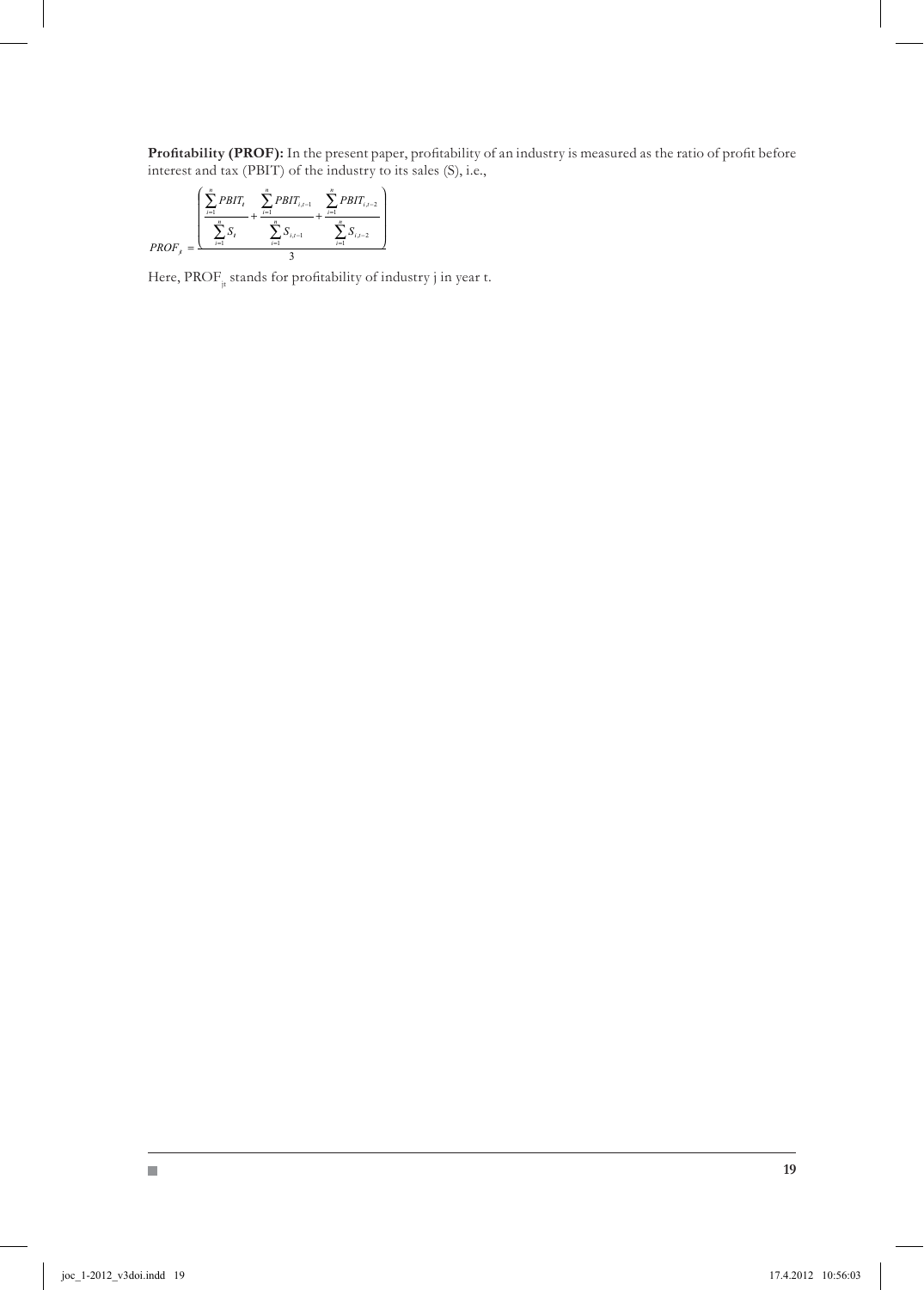**Profitability (PROF):** In the present paper, profitability of an industry is measured as the ratio of profit before interest and tax (PBIT) of the industry to its sales (S), i.e.,

$$PROF_{jt} = \frac{\left( \frac{\sum_{i=1}^{n} PBIT_{t}}{\sum_{i=1}^{n} S_{t}} + \frac{\sum_{i=1}^{n} PBIT_{i,t-1}}{\sum_{i=1}^{n} S_{i,t-1}} + \frac{\sum_{i=1}^{n} PBIT_{i,t-2}}{\sum_{i=1}^{n} S_{i,t-2}} \right)}{3}$$

Here, $PROF_{jt}$ stands for profitability of industry j in year t.